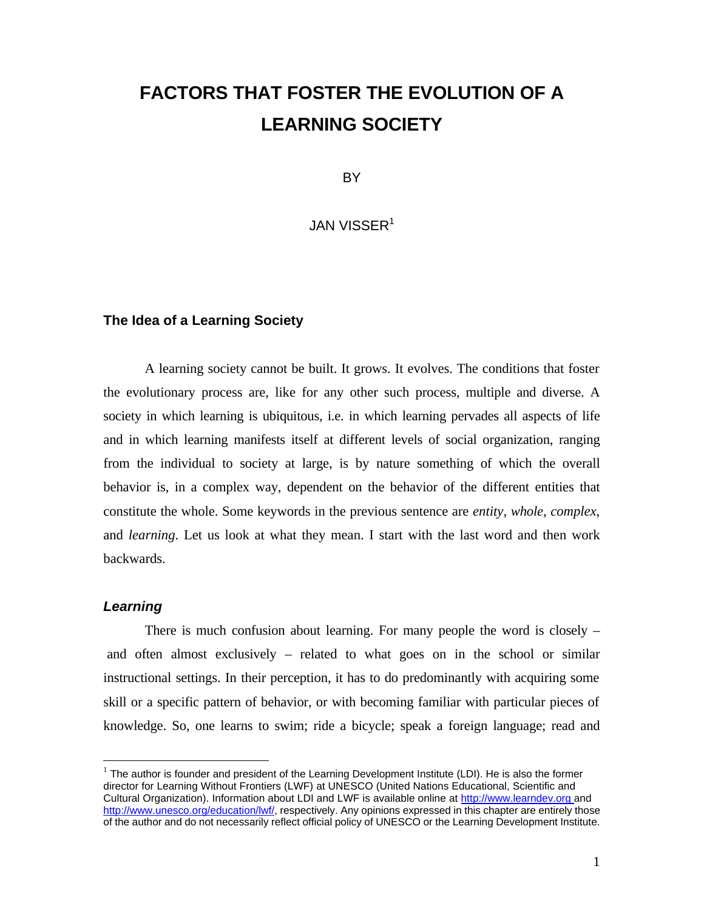# FACTORS THAT FOSTER THE EVOLUTION OF A LEARNING SOCIETY

BY

JAN VISSER[1]

## The Idea of a Learning Society

A learning society cannot be built. It grows. It evolves. The conditions that foster the evolutionary process are, like for any other such process, multiple and diverse. A society in which learning is ubiquitous, i.e. in which learning pervades all aspects of life and in which learning manifests itself at different levels of social organization, ranging from the individual to society at large, is by nature something of which the overall behavior is, in a complex way, dependent on the behavior of the different entities that constitute the whole. Some keywords in the previous sentence are *entity*, *whole*, *complex*, and *learning*. Let us look at what they mean. I start with the last word and then work backwards.

### *Learning*

There is much confusion about learning. For many people the word is closely – and often almost exclusively – related to what goes on in the school or similar instructional settings. In their perception, it has to do predominantly with acquiring some skill or a specific pattern of behavior, or with becoming familiar with particular pieces of knowledge. So, one learns to swim; ride a bicycle; speak a foreign language; read and

---

[1] The author is founder and president of the Learning Development Institute (LDI). He is also the former director for Learning Without Frontiers (LWF) at UNESCO (United Nations Educational, Scientific and Cultural Organization). Information about LDI and LWF is available online at http://www.learndev.org and http://www.unesco.org/education/lwf/, respectively. Any opinions expressed in this chapter are entirely those of the author and do not necessarily reflect official policy of UNESCO or the Learning Development Institute.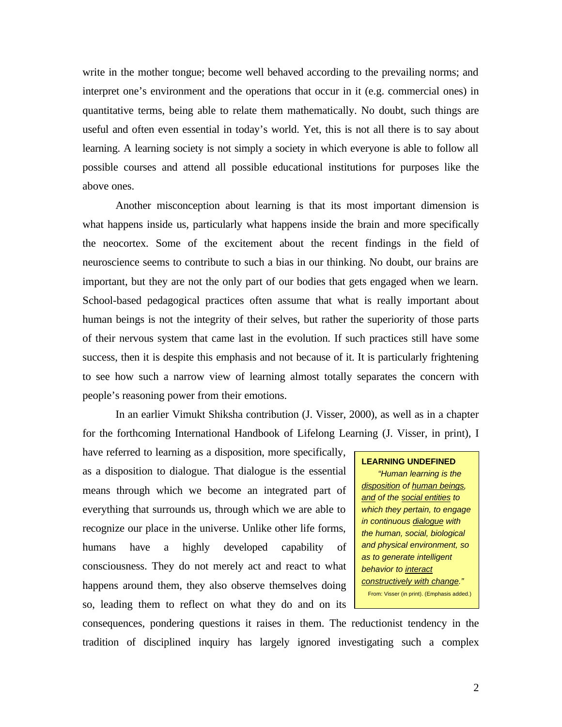write in the mother tongue; become well behaved according to the prevailing norms; and interpret one's environment and the operations that occur in it (e.g. commercial ones) in quantitative terms, being able to relate them mathematically. No doubt, such things are useful and often even essential in today's world. Yet, this is not all there is to say about learning. A learning society is not simply a society in which everyone is able to follow all possible courses and attend all possible educational institutions for purposes like the above ones.

Another misconception about learning is that its most important dimension is what happens inside us, particularly what happens inside the brain and more specifically the neocortex. Some of the excitement about the recent findings in the field of neuroscience seems to contribute to such a bias in our thinking. No doubt, our brains are important, but they are not the only part of our bodies that gets engaged when we learn. School-based pedagogical practices often assume that what is really important about human beings is not the integrity of their selves, but rather the superiority of those parts of their nervous system that came last in the evolution. If such practices still have some success, then it is despite this emphasis and not because of it. It is particularly frightening to see how such a narrow view of learning almost totally separates the concern with people's reasoning power from their emotions.

In an earlier Vimukt Shiksha contribution (J. Visser, 2000), as well as in a chapter for the forthcoming International Handbook of Lifelong Learning (J. Visser, in print), I have referred to learning as a disposition, more specifically, as a disposition to dialogue. That dialogue is the essential means through which we become an integrated part of everything that surrounds us, through which we are able to recognize our place in the universe. Unlike other life forms, humans have a highly developed capability of consciousness. They do not merely act and react to what happens around them, they also observe themselves doing so, leading them to reflect on what they do and on its consequences, pondering questions it raises in them. The reductionist tendency in the tradition of disciplined inquiry has largely ignored investigating such a complex

> **LEARNING UNDEFINED**
>
> *"Human learning is the disposition of human beings, and of the social entities to which they pertain, to engage in continuous dialogue with the human, social, biological and physical environment, so as to generate intelligent behavior to interact constructively with change."*
>
> From: Visser (in print). (Emphasis added.)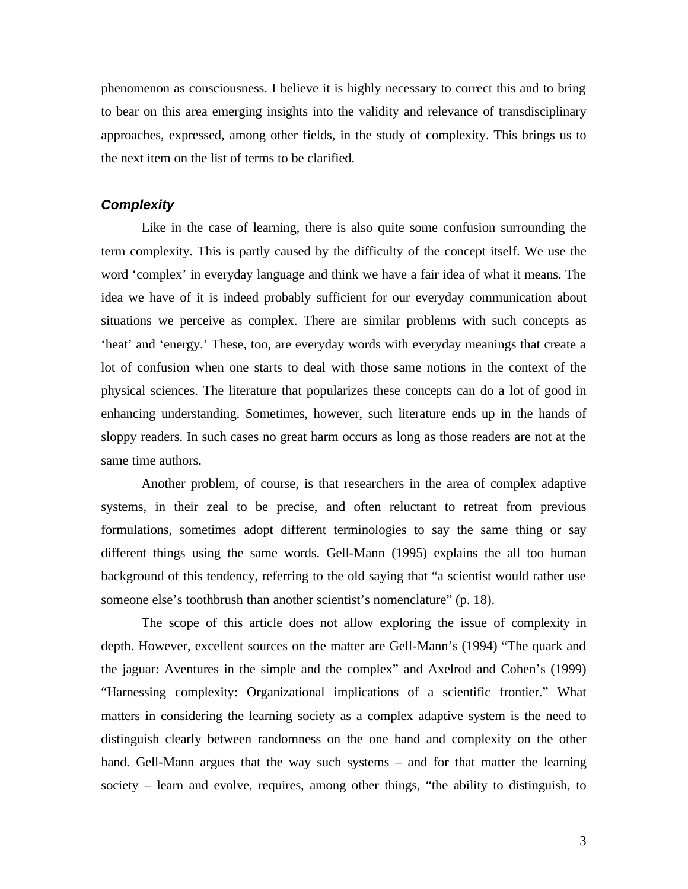phenomenon as consciousness. I believe it is highly necessary to correct this and to bring to bear on this area emerging insights into the validity and relevance of transdisciplinary approaches, expressed, among other fields, in the study of complexity. This brings us to the next item on the list of terms to be clarified.

### *Complexity*

Like in the case of learning, there is also quite some confusion surrounding the term complexity. This is partly caused by the difficulty of the concept itself. We use the word 'complex' in everyday language and think we have a fair idea of what it means. The idea we have of it is indeed probably sufficient for our everyday communication about situations we perceive as complex. There are similar problems with such concepts as 'heat' and 'energy.' These, too, are everyday words with everyday meanings that create a lot of confusion when one starts to deal with those same notions in the context of the physical sciences. The literature that popularizes these concepts can do a lot of good in enhancing understanding. Sometimes, however, such literature ends up in the hands of sloppy readers. In such cases no great harm occurs as long as those readers are not at the same time authors.

Another problem, of course, is that researchers in the area of complex adaptive systems, in their zeal to be precise, and often reluctant to retreat from previous formulations, sometimes adopt different terminologies to say the same thing or say different things using the same words. Gell-Mann (1995) explains the all too human background of this tendency, referring to the old saying that "a scientist would rather use someone else's toothbrush than another scientist's nomenclature" (p. 18).

The scope of this article does not allow exploring the issue of complexity in depth. However, excellent sources on the matter are Gell-Mann's (1994) "The quark and the jaguar: Aventures in the simple and the complex" and Axelrod and Cohen's (1999) "Harnessing complexity: Organizational implications of a scientific frontier." What matters in considering the learning society as a complex adaptive system is the need to distinguish clearly between randomness on the one hand and complexity on the other hand. Gell-Mann argues that the way such systems – and for that matter the learning society – learn and evolve, requires, among other things, "the ability to distinguish, to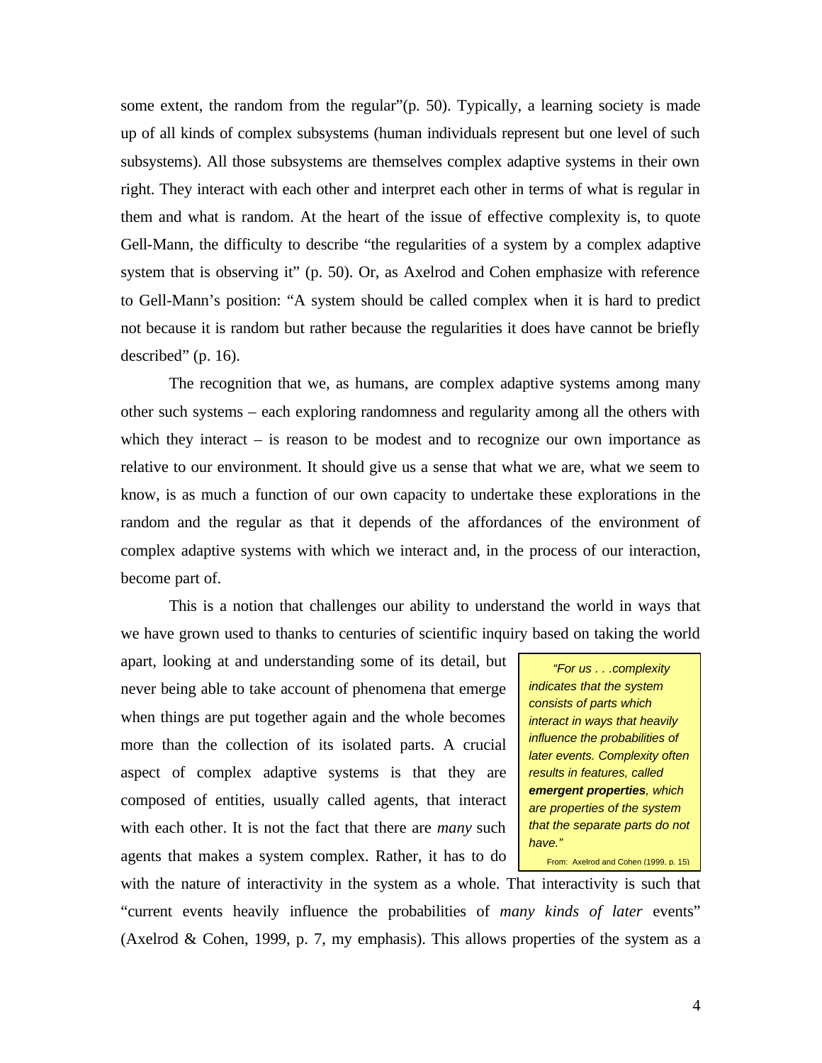some extent, the random from the regular"(p. 50). Typically, a learning society is made up of all kinds of complex subsystems (human individuals represent but one level of such subsystems). All those subsystems are themselves complex adaptive systems in their own right. They interact with each other and interpret each other in terms of what is regular in them and what is random. At the heart of the issue of effective complexity is, to quote Gell-Mann, the difficulty to describe "the regularities of a system by a complex adaptive system that is observing it" (p. 50). Or, as Axelrod and Cohen emphasize with reference to Gell-Mann's position: "A system should be called complex when it is hard to predict not because it is random but rather because the regularities it does have cannot be briefly described" (p. 16).

The recognition that we, as humans, are complex adaptive systems among many other such systems – each exploring randomness and regularity among all the others with which they interact – is reason to be modest and to recognize our own importance as relative to our environment. It should give us a sense that what we are, what we seem to know, is as much a function of our own capacity to undertake these explorations in the random and the regular as that it depends of the affordances of the environment of complex adaptive systems with which we interact and, in the process of our interaction, become part of.

This is a notion that challenges our ability to understand the world in ways that we have grown used to thanks to centuries of scientific inquiry based on taking the world apart, looking at and understanding some of its detail, but never being able to take account of phenomena that emerge when things are put together again and the whole becomes more than the collection of its isolated parts. A crucial aspect of complex adaptive systems is that they are composed of entities, usually called agents, that interact with each other. It is not the fact that there are *many* such agents that makes a system complex. Rather, it has to do with the nature of interactivity in the system as a whole. That interactivity is such that "current events heavily influence the probabilities of *many kinds of later* events" (Axelrod & Cohen, 1999, p. 7, my emphasis). This allows properties of the system as a

> *"For us . . .complexity indicates that the system consists of parts which interact in ways that heavily influence the probabilities of later events. Complexity often results in features, called **emergent properties**, which are properties of the system that the separate parts do not have."*
>
> From: Axelrod and Cohen (1999, p. 15)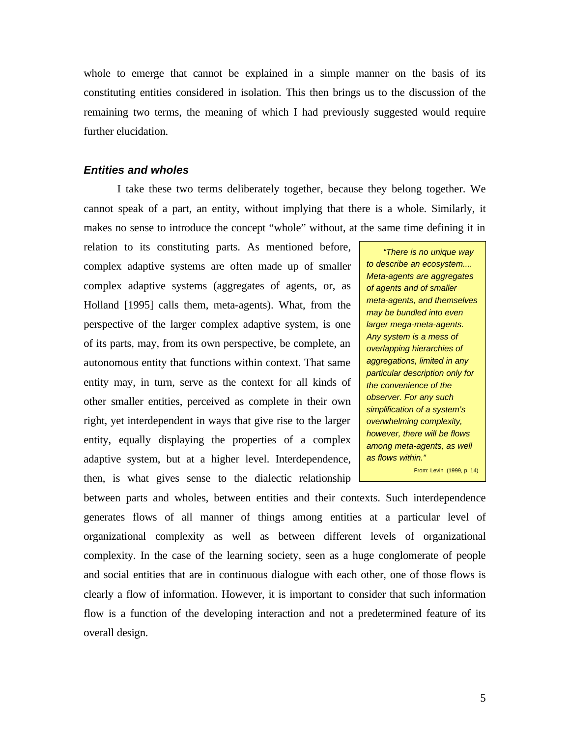whole to emerge that cannot be explained in a simple manner on the basis of its constituting entities considered in isolation. This then brings us to the discussion of the remaining two terms, the meaning of which I had previously suggested would require further elucidation.

### *Entities and wholes*

I take these two terms deliberately together, because they belong together. We cannot speak of a part, an entity, without implying that there is a whole. Similarly, it makes no sense to introduce the concept "whole" without, at the same time defining it in relation to its constituting parts. As mentioned before, complex adaptive systems are often made up of smaller complex adaptive systems (aggregates of agents, or, as Holland [1995] calls them, meta-agents). What, from the perspective of the larger complex adaptive system, is one of its parts, may, from its own perspective, be complete, an autonomous entity that functions within context. That same entity may, in turn, serve as the context for all kinds of other smaller entities, perceived as complete in their own right, yet interdependent in ways that give rise to the larger entity, equally displaying the properties of a complex adaptive system, but at a higher level. Interdependence, then, is what gives sense to the dialectic relationship between parts and wholes, between entities and their contexts. Such interdependence generates flows of all manner of things among entities at a particular level of organizational complexity as well as between different levels of organizational complexity. In the case of the learning society, seen as a huge conglomerate of people and social entities that are in continuous dialogue with each other, one of those flows is clearly a flow of information. However, it is important to consider that such information flow is a function of the developing interaction and not a predetermined feature of its overall design.

> *"There is no unique way to describe an ecosystem.... Meta-agents are aggregates of agents and of smaller meta-agents, and themselves may be bundled into even larger mega-meta-agents. Any system is a mess of overlapping hierarchies of aggregations, limited in any particular description only for the convenience of the observer. For any such simplification of a system's overwhelming complexity, however, there will be flows among meta-agents, as well as flows within."*
>
> From: Levin (1999, p. 14)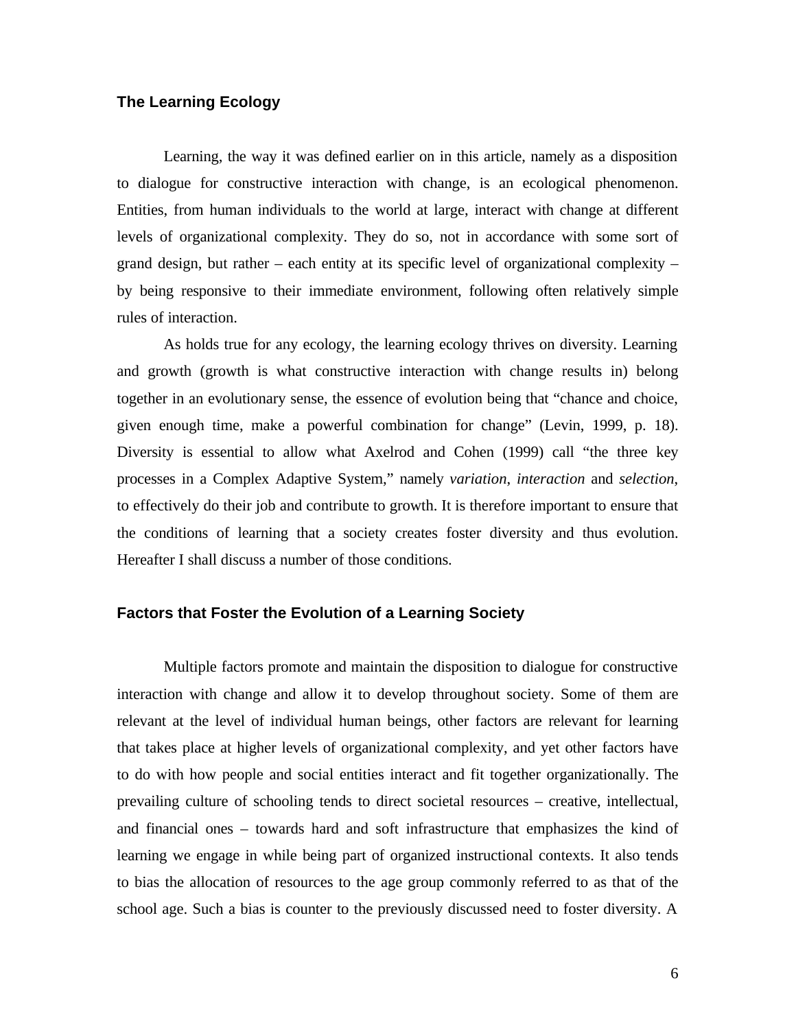## The Learning Ecology

Learning, the way it was defined earlier on in this article, namely as a disposition to dialogue for constructive interaction with change, is an ecological phenomenon. Entities, from human individuals to the world at large, interact with change at different levels of organizational complexity. They do so, not in accordance with some sort of grand design, but rather – each entity at its specific level of organizational complexity – by being responsive to their immediate environment, following often relatively simple rules of interaction.

As holds true for any ecology, the learning ecology thrives on diversity. Learning and growth (growth is what constructive interaction with change results in) belong together in an evolutionary sense, the essence of evolution being that "chance and choice, given enough time, make a powerful combination for change" (Levin, 1999, p. 18). Diversity is essential to allow what Axelrod and Cohen (1999) call "the three key processes in a Complex Adaptive System," namely *variation*, *interaction* and *selection*, to effectively do their job and contribute to growth. It is therefore important to ensure that the conditions of learning that a society creates foster diversity and thus evolution. Hereafter I shall discuss a number of those conditions.

## Factors that Foster the Evolution of a Learning Society

Multiple factors promote and maintain the disposition to dialogue for constructive interaction with change and allow it to develop throughout society. Some of them are relevant at the level of individual human beings, other factors are relevant for learning that takes place at higher levels of organizational complexity, and yet other factors have to do with how people and social entities interact and fit together organizationally. The prevailing culture of schooling tends to direct societal resources – creative, intellectual, and financial ones – towards hard and soft infrastructure that emphasizes the kind of learning we engage in while being part of organized instructional contexts. It also tends to bias the allocation of resources to the age group commonly referred to as that of the school age. Such a bias is counter to the previously discussed need to foster diversity. A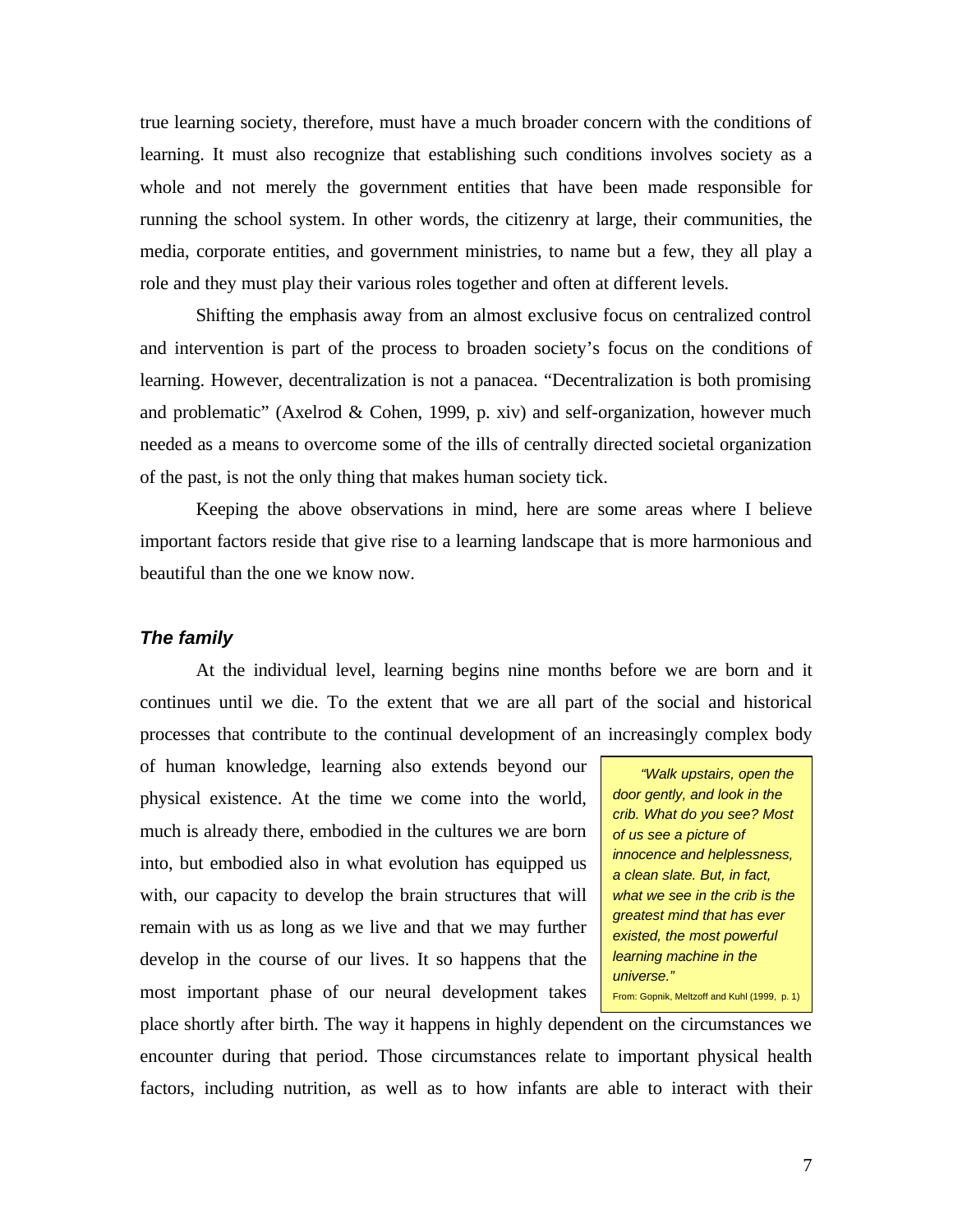true learning society, therefore, must have a much broader concern with the conditions of learning. It must also recognize that establishing such conditions involves society as a whole and not merely the government entities that have been made responsible for running the school system. In other words, the citizenry at large, their communities, the media, corporate entities, and government ministries, to name but a few, they all play a role and they must play their various roles together and often at different levels.

Shifting the emphasis away from an almost exclusive focus on centralized control and intervention is part of the process to broaden society's focus on the conditions of learning. However, decentralization is not a panacea. "Decentralization is both promising and problematic" (Axelrod & Cohen, 1999, p. xiv) and self-organization, however much needed as a means to overcome some of the ills of centrally directed societal organization of the past, is not the only thing that makes human society tick.

Keeping the above observations in mind, here are some areas where I believe important factors reside that give rise to a learning landscape that is more harmonious and beautiful than the one we know now.

### *The family*

At the individual level, learning begins nine months before we are born and it continues until we die. To the extent that we are all part of the social and historical processes that contribute to the continual development of an increasingly complex body of human knowledge, learning also extends beyond our physical existence. At the time we come into the world, much is already there, embodied in the cultures we are born into, but embodied also in what evolution has equipped us with, our capacity to develop the brain structures that will remain with us as long as we live and that we may further develop in the course of our lives. It so happens that the most important phase of our neural development takes place shortly after birth. The way it happens in highly dependent on the circumstances we encounter during that period. Those circumstances relate to important physical health factors, including nutrition, as well as to how infants are able to interact with their

> *"Walk upstairs, open the door gently, and look in the crib. What do you see? Most of us see a picture of innocence and helplessness, a clean slate. But, in fact, what we see in the crib is the greatest mind that has ever existed, the most powerful learning machine in the universe."*
>
> From: Gopnik, Meltzoff and Kuhl (1999, p. 1)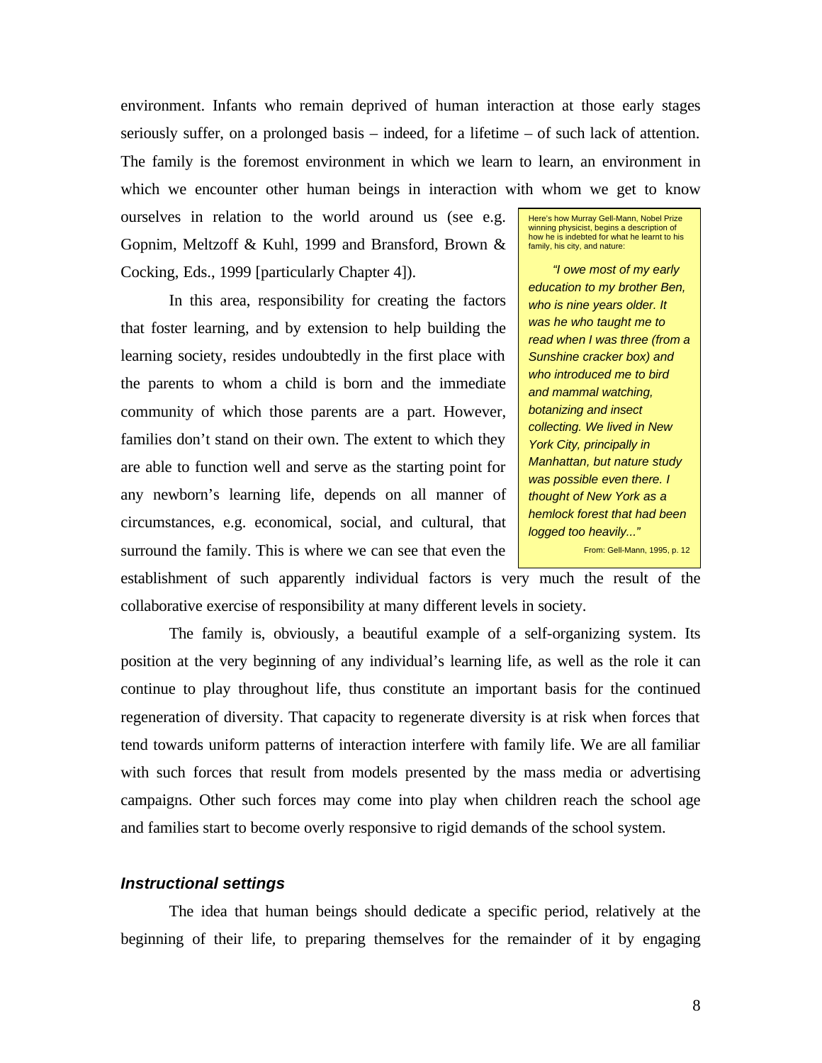environment. Infants who remain deprived of human interaction at those early stages seriously suffer, on a prolonged basis – indeed, for a lifetime – of such lack of attention. The family is the foremost environment in which we learn to learn, an environment in which we encounter other human beings in interaction with whom we get to know ourselves in relation to the world around us (see e.g. Gopnim, Meltzoff & Kuhl, 1999 and Bransford, Brown & Cocking, Eds., 1999 [particularly Chapter 4]).

In this area, responsibility for creating the factors that foster learning, and by extension to help building the learning society, resides undoubtedly in the first place with the parents to whom a child is born and the immediate community of which those parents are a part. However, families don't stand on their own. The extent to which they are able to function well and serve as the starting point for any newborn's learning life, depends on all manner of circumstances, e.g. economical, social, and cultural, that surround the family. This is where we can see that even the establishment of such apparently individual factors is very much the result of the collaborative exercise of responsibility at many different levels in society.

> Here's how Murray Gell-Mann, Nobel Prize winning physicist, begins a description of how he is indebted for what he learnt to his family, his city, and nature:
>
> *"I owe most of my early education to my brother Ben, who is nine years older. It was he who taught me to read when I was three (from a Sunshine cracker box) and who introduced me to bird and mammal watching, botanizing and insect collecting. We lived in New York City, principally in Manhattan, but nature study was possible even there. I thought of New York as a hemlock forest that had been logged too heavily..."*
>
> From: Gell-Mann, 1995, p. 12

The family is, obviously, a beautiful example of a self-organizing system. Its position at the very beginning of any individual's learning life, as well as the role it can continue to play throughout life, thus constitute an important basis for the continued regeneration of diversity. That capacity to regenerate diversity is at risk when forces that tend towards uniform patterns of interaction interfere with family life. We are all familiar with such forces that result from models presented by the mass media or advertising campaigns. Other such forces may come into play when children reach the school age and families start to become overly responsive to rigid demands of the school system.

### *Instructional settings*

The idea that human beings should dedicate a specific period, relatively at the beginning of their life, to preparing themselves for the remainder of it by engaging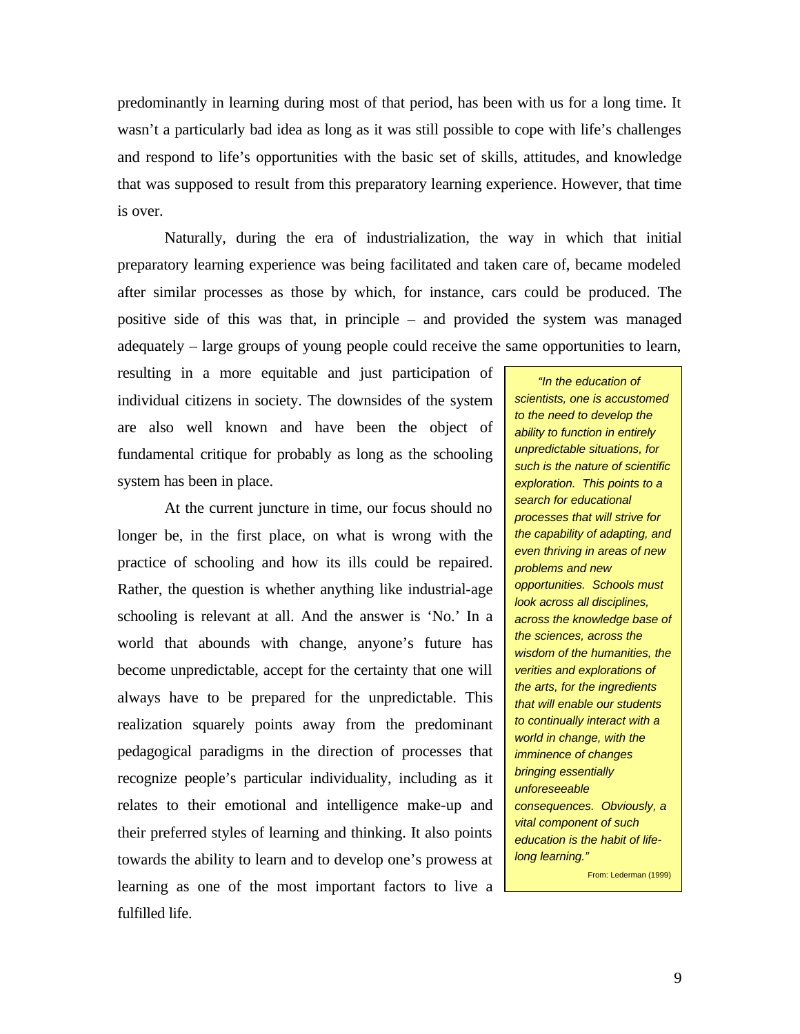predominantly in learning during most of that period, has been with us for a long time. It wasn't a particularly bad idea as long as it was still possible to cope with life's challenges and respond to life's opportunities with the basic set of skills, attitudes, and knowledge that was supposed to result from this preparatory learning experience. However, that time is over.

Naturally, during the era of industrialization, the way in which that initial preparatory learning experience was being facilitated and taken care of, became modeled after similar processes as those by which, for instance, cars could be produced. The positive side of this was that, in principle – and provided the system was managed adequately – large groups of young people could receive the same opportunities to learn, resulting in a more equitable and just participation of individual citizens in society. The downsides of the system are also well known and have been the object of fundamental critique for probably as long as the schooling system has been in place.

At the current juncture in time, our focus should no longer be, in the first place, on what is wrong with the practice of schooling and how its ills could be repaired. Rather, the question is whether anything like industrial-age schooling is relevant at all. And the answer is 'No.' In a world that abounds with change, anyone's future has become unpredictable, accept for the certainty that one will always have to be prepared for the unpredictable. This realization squarely points away from the predominant pedagogical paradigms in the direction of processes that recognize people's particular individuality, including as it relates to their emotional and intelligence make-up and their preferred styles of learning and thinking. It also points towards the ability to learn and to develop one's prowess at learning as one of the most important factors to live a fulfilled life.

> *"In the education of scientists, one is accustomed to the need to develop the ability to function in entirely unpredictable situations, for such is the nature of scientific exploration. This points to a search for educational processes that will strive for the capability of adapting, and even thriving in areas of new problems and new opportunities. Schools must look across all disciplines, across the knowledge base of the sciences, across the wisdom of the humanities, the verities and explorations of the arts, for the ingredients that will enable our students to continually interact with a world in change, with the imminence of changes bringing essentially unforeseeable consequences. Obviously, a vital component of such education is the habit of life-long learning."*
>
> From: Lederman (1999)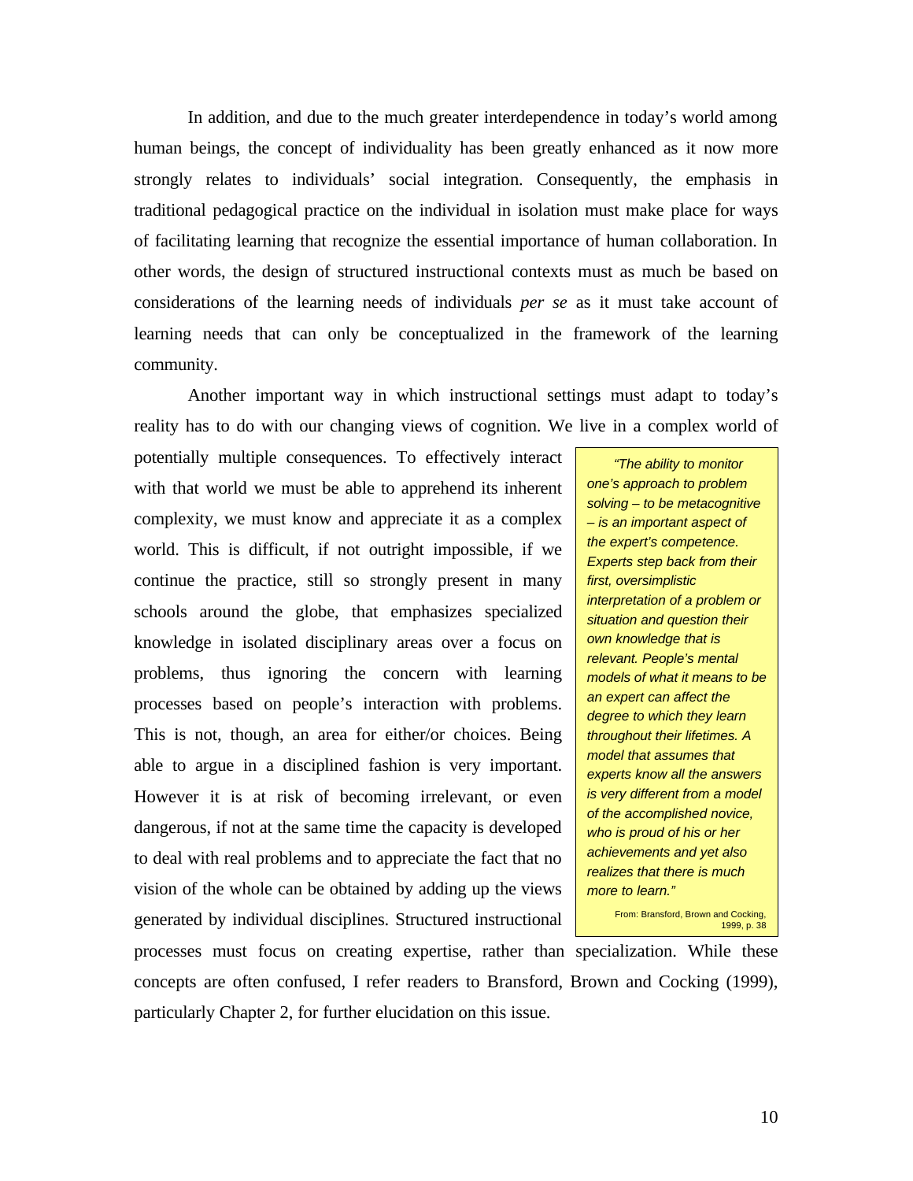In addition, and due to the much greater interdependence in today's world among human beings, the concept of individuality has been greatly enhanced as it now more strongly relates to individuals' social integration. Consequently, the emphasis in traditional pedagogical practice on the individual in isolation must make place for ways of facilitating learning that recognize the essential importance of human collaboration. In other words, the design of structured instructional contexts must as much be based on considerations of the learning needs of individuals *per se* as it must take account of learning needs that can only be conceptualized in the framework of the learning community.

Another important way in which instructional settings must adapt to today's reality has to do with our changing views of cognition. We live in a complex world of potentially multiple consequences. To effectively interact with that world we must be able to apprehend its inherent complexity, we must know and appreciate it as a complex world. This is difficult, if not outright impossible, if we continue the practice, still so strongly present in many schools around the globe, that emphasizes specialized knowledge in isolated disciplinary areas over a focus on problems, thus ignoring the concern with learning processes based on people's interaction with problems. This is not, though, an area for either/or choices. Being able to argue in a disciplined fashion is very important. However it is at risk of becoming irrelevant, or even dangerous, if not at the same time the capacity is developed to deal with real problems and to appreciate the fact that no vision of the whole can be obtained by adding up the views generated by individual disciplines. Structured instructional processes must focus on creating expertise, rather than specialization. While these concepts are often confused, I refer readers to Bransford, Brown and Cocking (1999), particularly Chapter 2, for further elucidation on this issue.

> *"The ability to monitor one's approach to problem solving – to be metacognitive – is an important aspect of the expert's competence. Experts step back from their first, oversimplistic interpretation of a problem or situation and question their own knowledge that is relevant. People's mental models of what it means to be an expert can affect the degree to which they learn throughout their lifetimes. A model that assumes that experts know all the answers is very different from a model of the accomplished novice, who is proud of his or her achievements and yet also realizes that there is much more to learn."*
>
> From: Bransford, Brown and Cocking, 1999, p. 38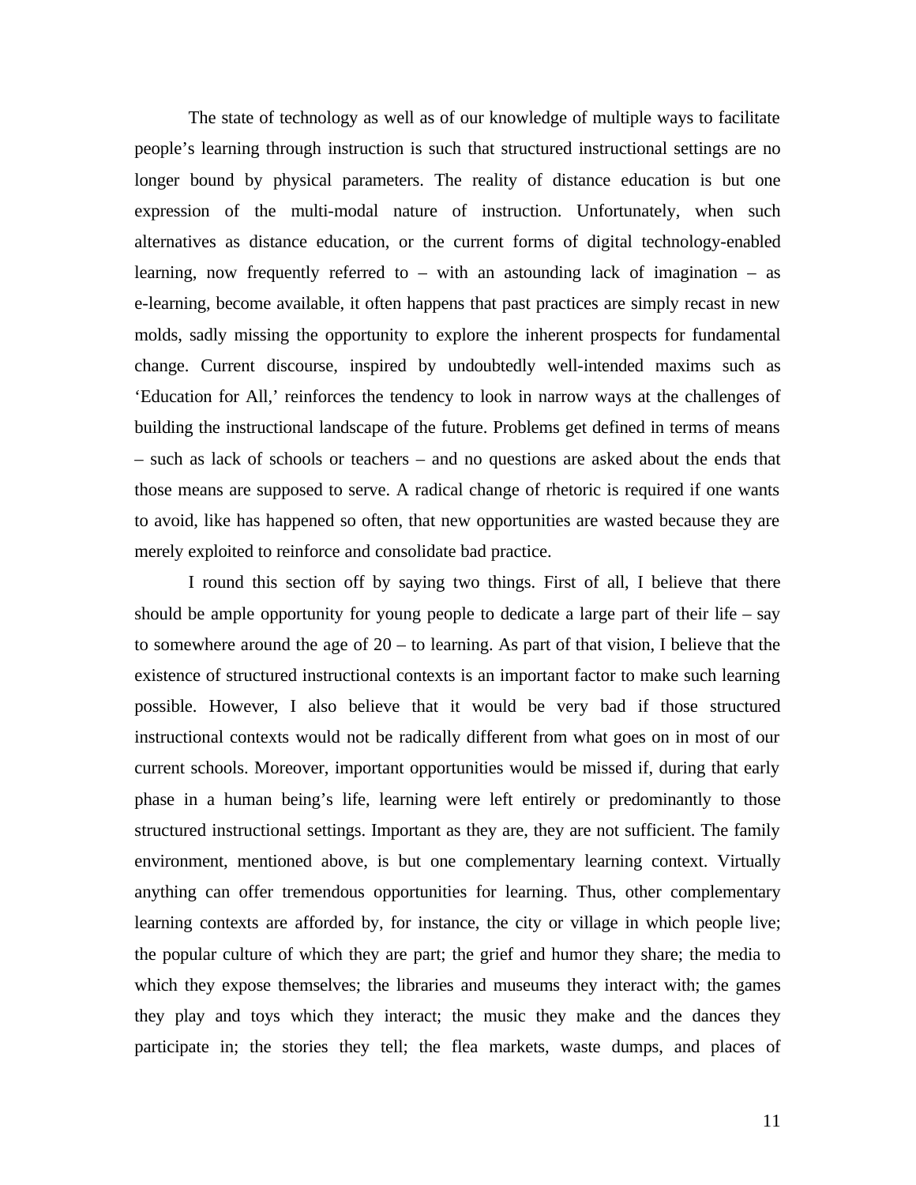The state of technology as well as of our knowledge of multiple ways to facilitate people's learning through instruction is such that structured instructional settings are no longer bound by physical parameters. The reality of distance education is but one expression of the multi-modal nature of instruction. Unfortunately, when such alternatives as distance education, or the current forms of digital technology-enabled learning, now frequently referred to – with an astounding lack of imagination – as e-learning, become available, it often happens that past practices are simply recast in new molds, sadly missing the opportunity to explore the inherent prospects for fundamental change. Current discourse, inspired by undoubtedly well-intended maxims such as 'Education for All,' reinforces the tendency to look in narrow ways at the challenges of building the instructional landscape of the future. Problems get defined in terms of means – such as lack of schools or teachers – and no questions are asked about the ends that those means are supposed to serve. A radical change of rhetoric is required if one wants to avoid, like has happened so often, that new opportunities are wasted because they are merely exploited to reinforce and consolidate bad practice.

I round this section off by saying two things. First of all, I believe that there should be ample opportunity for young people to dedicate a large part of their life – say to somewhere around the age of 20 – to learning. As part of that vision, I believe that the existence of structured instructional contexts is an important factor to make such learning possible. However, I also believe that it would be very bad if those structured instructional contexts would not be radically different from what goes on in most of our current schools. Moreover, important opportunities would be missed if, during that early phase in a human being's life, learning were left entirely or predominantly to those structured instructional settings. Important as they are, they are not sufficient. The family environment, mentioned above, is but one complementary learning context. Virtually anything can offer tremendous opportunities for learning. Thus, other complementary learning contexts are afforded by, for instance, the city or village in which people live; the popular culture of which they are part; the grief and humor they share; the media to which they expose themselves; the libraries and museums they interact with; the games they play and toys which they interact; the music they make and the dances they participate in; the stories they tell; the flea markets, waste dumps, and places of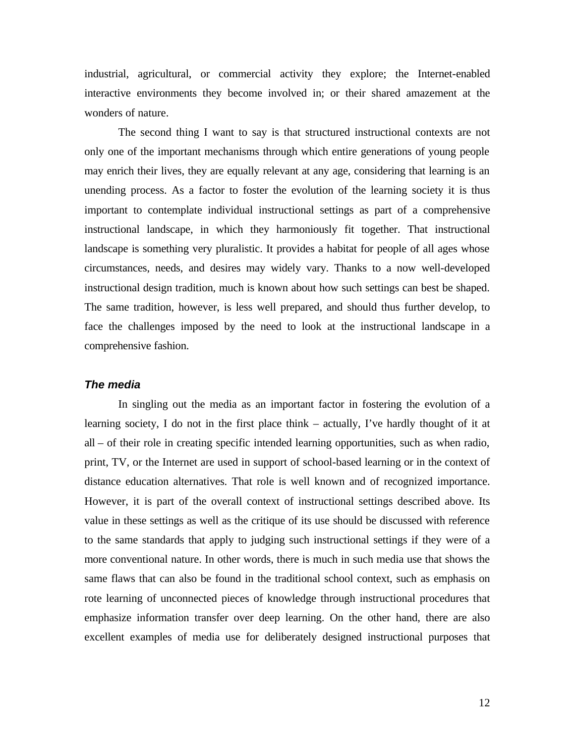industrial, agricultural, or commercial activity they explore; the Internet-enabled interactive environments they become involved in; or their shared amazement at the wonders of nature.

The second thing I want to say is that structured instructional contexts are not only one of the important mechanisms through which entire generations of young people may enrich their lives, they are equally relevant at any age, considering that learning is an unending process. As a factor to foster the evolution of the learning society it is thus important to contemplate individual instructional settings as part of a comprehensive instructional landscape, in which they harmoniously fit together. That instructional landscape is something very pluralistic. It provides a habitat for people of all ages whose circumstances, needs, and desires may widely vary. Thanks to a now well-developed instructional design tradition, much is known about how such settings can best be shaped. The same tradition, however, is less well prepared, and should thus further develop, to face the challenges imposed by the need to look at the instructional landscape in a comprehensive fashion.

### *The media*

In singling out the media as an important factor in fostering the evolution of a learning society, I do not in the first place think – actually, I've hardly thought of it at all – of their role in creating specific intended learning opportunities, such as when radio, print, TV, or the Internet are used in support of school-based learning or in the context of distance education alternatives. That role is well known and of recognized importance. However, it is part of the overall context of instructional settings described above. Its value in these settings as well as the critique of its use should be discussed with reference to the same standards that apply to judging such instructional settings if they were of a more conventional nature. In other words, there is much in such media use that shows the same flaws that can also be found in the traditional school context, such as emphasis on rote learning of unconnected pieces of knowledge through instructional procedures that emphasize information transfer over deep learning. On the other hand, there are also excellent examples of media use for deliberately designed instructional purposes that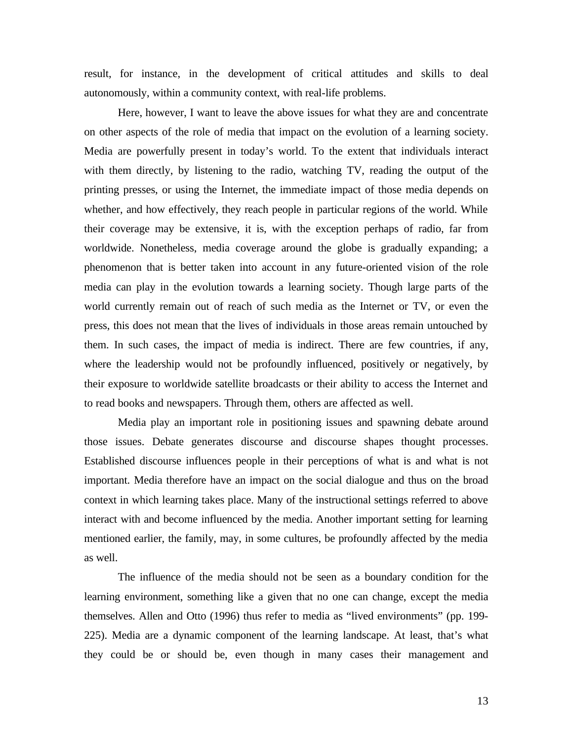result, for instance, in the development of critical attitudes and skills to deal autonomously, within a community context, with real-life problems.

Here, however, I want to leave the above issues for what they are and concentrate on other aspects of the role of media that impact on the evolution of a learning society. Media are powerfully present in today's world. To the extent that individuals interact with them directly, by listening to the radio, watching TV, reading the output of the printing presses, or using the Internet, the immediate impact of those media depends on whether, and how effectively, they reach people in particular regions of the world. While their coverage may be extensive, it is, with the exception perhaps of radio, far from worldwide. Nonetheless, media coverage around the globe is gradually expanding; a phenomenon that is better taken into account in any future-oriented vision of the role media can play in the evolution towards a learning society. Though large parts of the world currently remain out of reach of such media as the Internet or TV, or even the press, this does not mean that the lives of individuals in those areas remain untouched by them. In such cases, the impact of media is indirect. There are few countries, if any, where the leadership would not be profoundly influenced, positively or negatively, by their exposure to worldwide satellite broadcasts or their ability to access the Internet and to read books and newspapers. Through them, others are affected as well.

Media play an important role in positioning issues and spawning debate around those issues. Debate generates discourse and discourse shapes thought processes. Established discourse influences people in their perceptions of what is and what is not important. Media therefore have an impact on the social dialogue and thus on the broad context in which learning takes place. Many of the instructional settings referred to above interact with and become influenced by the media. Another important setting for learning mentioned earlier, the family, may, in some cultures, be profoundly affected by the media as well.

The influence of the media should not be seen as a boundary condition for the learning environment, something like a given that no one can change, except the media themselves. Allen and Otto (1996) thus refer to media as "lived environments" (pp. 199-225). Media are a dynamic component of the learning landscape. At least, that's what they could be or should be, even though in many cases their management and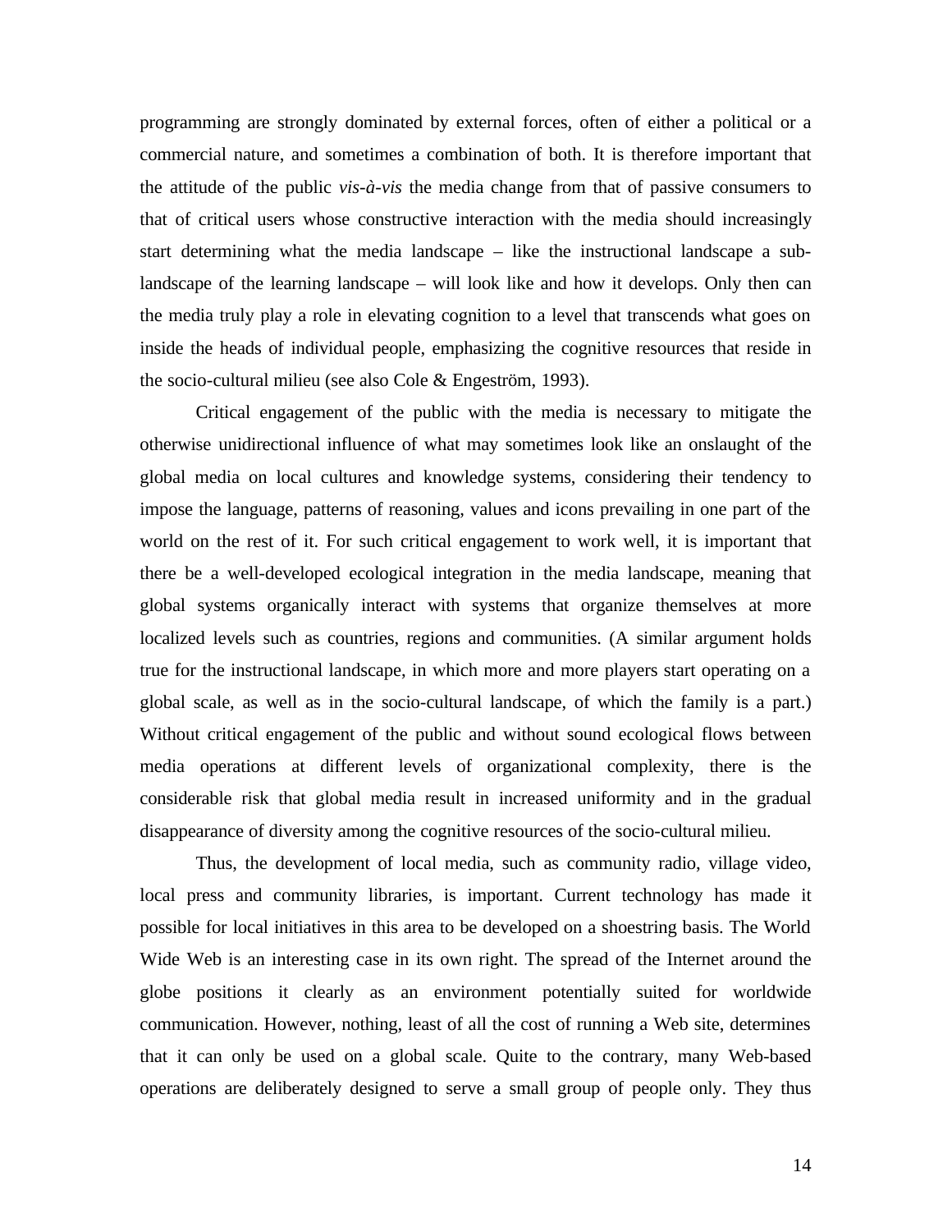programming are strongly dominated by external forces, often of either a political or a commercial nature, and sometimes a combination of both. It is therefore important that the attitude of the public *vis-à-vis* the media change from that of passive consumers to that of critical users whose constructive interaction with the media should increasingly start determining what the media landscape – like the instructional landscape a sub-landscape of the learning landscape – will look like and how it develops. Only then can the media truly play a role in elevating cognition to a level that transcends what goes on inside the heads of individual people, emphasizing the cognitive resources that reside in the socio-cultural milieu (see also Cole & Engeström, 1993).

Critical engagement of the public with the media is necessary to mitigate the otherwise unidirectional influence of what may sometimes look like an onslaught of the global media on local cultures and knowledge systems, considering their tendency to impose the language, patterns of reasoning, values and icons prevailing in one part of the world on the rest of it. For such critical engagement to work well, it is important that there be a well-developed ecological integration in the media landscape, meaning that global systems organically interact with systems that organize themselves at more localized levels such as countries, regions and communities. (A similar argument holds true for the instructional landscape, in which more and more players start operating on a global scale, as well as in the socio-cultural landscape, of which the family is a part.) Without critical engagement of the public and without sound ecological flows between media operations at different levels of organizational complexity, there is the considerable risk that global media result in increased uniformity and in the gradual disappearance of diversity among the cognitive resources of the socio-cultural milieu.

Thus, the development of local media, such as community radio, village video, local press and community libraries, is important. Current technology has made it possible for local initiatives in this area to be developed on a shoestring basis. The World Wide Web is an interesting case in its own right. The spread of the Internet around the globe positions it clearly as an environment potentially suited for worldwide communication. However, nothing, least of all the cost of running a Web site, determines that it can only be used on a global scale. Quite to the contrary, many Web-based operations are deliberately designed to serve a small group of people only. They thus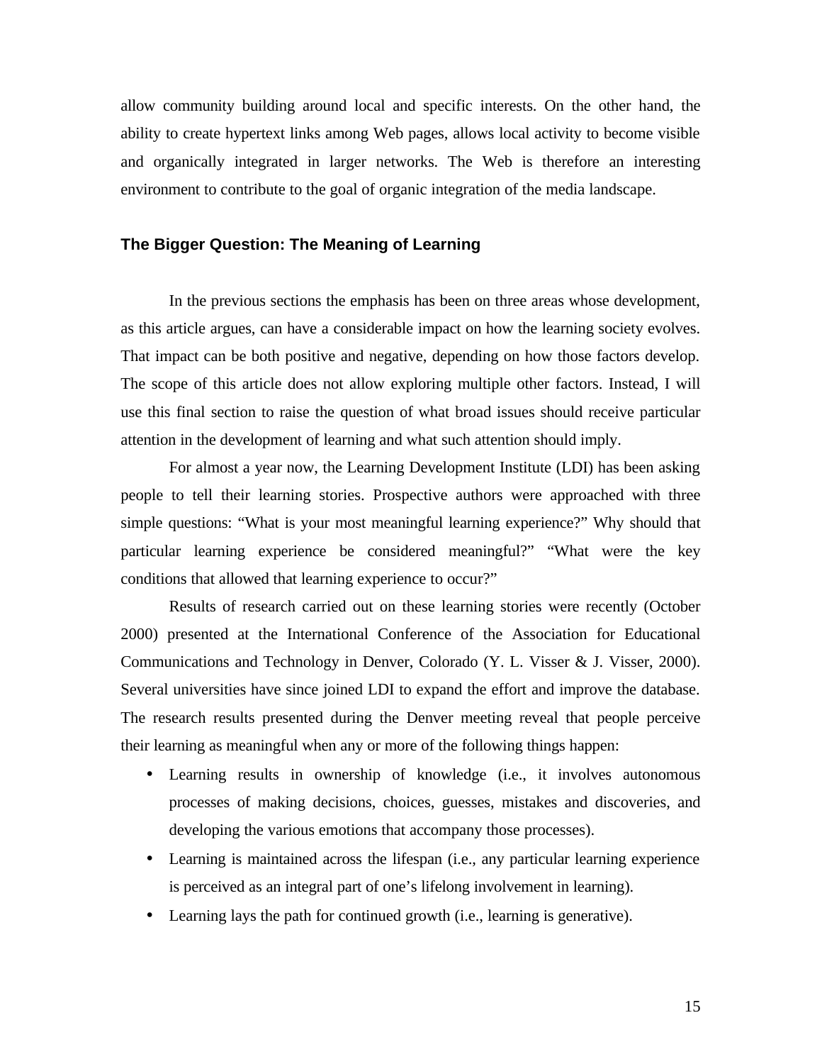allow community building around local and specific interests. On the other hand, the ability to create hypertext links among Web pages, allows local activity to become visible and organically integrated in larger networks. The Web is therefore an interesting environment to contribute to the goal of organic integration of the media landscape.

## The Bigger Question: The Meaning of Learning

In the previous sections the emphasis has been on three areas whose development, as this article argues, can have a considerable impact on how the learning society evolves. That impact can be both positive and negative, depending on how those factors develop. The scope of this article does not allow exploring multiple other factors. Instead, I will use this final section to raise the question of what broad issues should receive particular attention in the development of learning and what such attention should imply.

For almost a year now, the Learning Development Institute (LDI) has been asking people to tell their learning stories. Prospective authors were approached with three simple questions: “What is your most meaningful learning experience?” Why should that particular learning experience be considered meaningful?” “What were the key conditions that allowed that learning experience to occur?”

Results of research carried out on these learning stories were recently (October 2000) presented at the International Conference of the Association for Educational Communications and Technology in Denver, Colorado (Y. L. Visser & J. Visser, 2000). Several universities have since joined LDI to expand the effort and improve the database. The research results presented during the Denver meeting reveal that people perceive their learning as meaningful when any or more of the following things happen:

- Learning results in ownership of knowledge (i.e., it involves autonomous processes of making decisions, choices, guesses, mistakes and discoveries, and developing the various emotions that accompany those processes).
- Learning is maintained across the lifespan (i.e., any particular learning experience is perceived as an integral part of one’s lifelong involvement in learning).
- Learning lays the path for continued growth (i.e., learning is generative).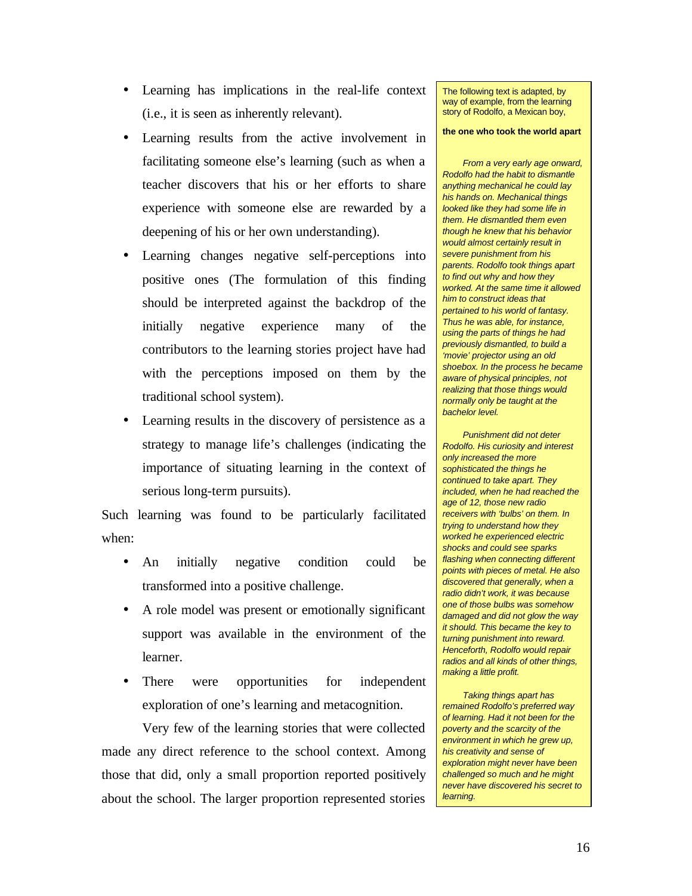- Learning has implications in the real-life context (i.e., it is seen as inherently relevant).
- Learning results from the active involvement in facilitating someone else's learning (such as when a teacher discovers that his or her efforts to share experience with someone else are rewarded by a deepening of his or her own understanding).
- Learning changes negative self-perceptions into positive ones (The formulation of this finding should be interpreted against the backdrop of the initially negative experience many of the contributors to the learning stories project have had with the perceptions imposed on them by the traditional school system).
- Learning results in the discovery of persistence as a strategy to manage life's challenges (indicating the importance of situating learning in the context of serious long-term pursuits).

Such learning was found to be particularly facilitated when:

- An initially negative condition could be transformed into a positive challenge.
- A role model was present or emotionally significant support was available in the environment of the learner.
- There were opportunities for independent exploration of one's learning and metacognition.

Very few of the learning stories that were collected made any direct reference to the school context. Among those that did, only a small proportion reported positively about the school. The larger proportion represented stories

> The following text is adapted, by way of example, from the learning story of Rodolfo, a Mexican boy,
>
> **the one who took the world apart**
>
> *From a very early age onward, Rodolfo had the habit to dismantle anything mechanical he could lay his hands on. Mechanical things looked like they had some life in them. He dismantled them even though he knew that his behavior would almost certainly result in severe punishment from his parents. Rodolfo took things apart to find out why and how they worked. At the same time it allowed him to construct ideas that pertained to his world of fantasy. Thus he was able, for instance, using the parts of things he had previously dismantled, to build a 'movie' projector using an old shoebox. In the process he became aware of physical principles, not realizing that those things would normally only be taught at the bachelor level.*
>
> *Punishment did not deter Rodolfo. His curiosity and interest only increased the more sophisticated the things he continued to take apart. They included, when he had reached the age of 12, those new radio receivers with 'bulbs' on them. In trying to understand how they worked he experienced electric shocks and could see sparks flashing when connecting different points with pieces of metal. He also discovered that generally, when a radio didn't work, it was because one of those bulbs was somehow damaged and did not glow the way it should. This became the key to turning punishment into reward. Henceforth, Rodolfo would repair radios and all kinds of other things, making a little profit.*
>
> *Taking things apart has remained Rodolfo's preferred way of learning. Had it not been for the poverty and the scarcity of the environment in which he grew up, his creativity and sense of exploration might never have been challenged so much and he might never have discovered his secret to learning.*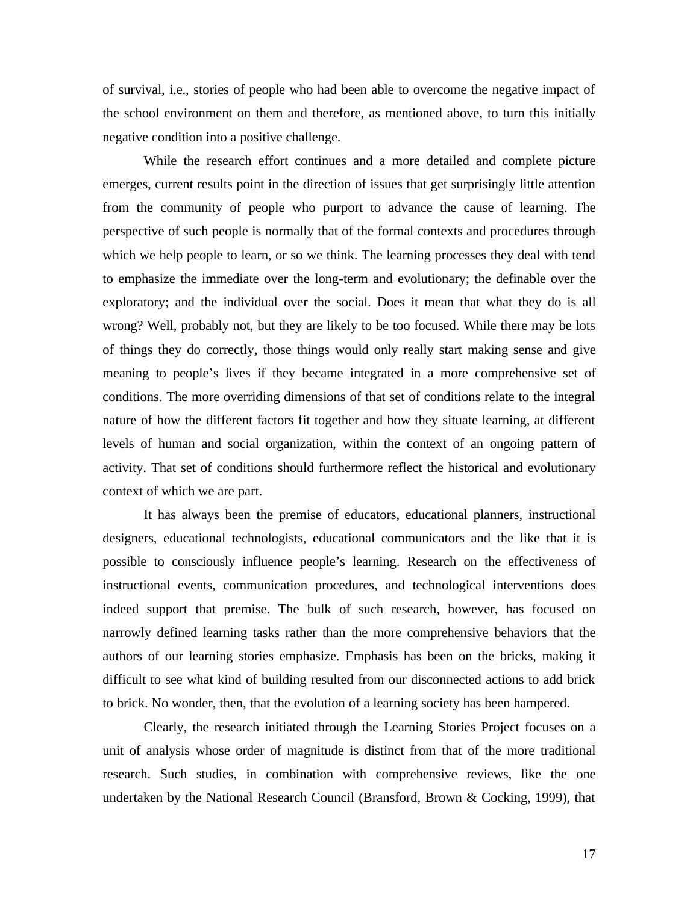of survival, i.e., stories of people who had been able to overcome the negative impact of the school environment on them and therefore, as mentioned above, to turn this initially negative condition into a positive challenge.

While the research effort continues and a more detailed and complete picture emerges, current results point in the direction of issues that get surprisingly little attention from the community of people who purport to advance the cause of learning. The perspective of such people is normally that of the formal contexts and procedures through which we help people to learn, or so we think. The learning processes they deal with tend to emphasize the immediate over the long-term and evolutionary; the definable over the exploratory; and the individual over the social. Does it mean that what they do is all wrong? Well, probably not, but they are likely to be too focused. While there may be lots of things they do correctly, those things would only really start making sense and give meaning to people's lives if they became integrated in a more comprehensive set of conditions. The more overriding dimensions of that set of conditions relate to the integral nature of how the different factors fit together and how they situate learning, at different levels of human and social organization, within the context of an ongoing pattern of activity. That set of conditions should furthermore reflect the historical and evolutionary context of which we are part.

It has always been the premise of educators, educational planners, instructional designers, educational technologists, educational communicators and the like that it is possible to consciously influence people's learning. Research on the effectiveness of instructional events, communication procedures, and technological interventions does indeed support that premise. The bulk of such research, however, has focused on narrowly defined learning tasks rather than the more comprehensive behaviors that the authors of our learning stories emphasize. Emphasis has been on the bricks, making it difficult to see what kind of building resulted from our disconnected actions to add brick to brick. No wonder, then, that the evolution of a learning society has been hampered.

Clearly, the research initiated through the Learning Stories Project focuses on a unit of analysis whose order of magnitude is distinct from that of the more traditional research. Such studies, in combination with comprehensive reviews, like the one undertaken by the National Research Council (Bransford, Brown & Cocking, 1999), that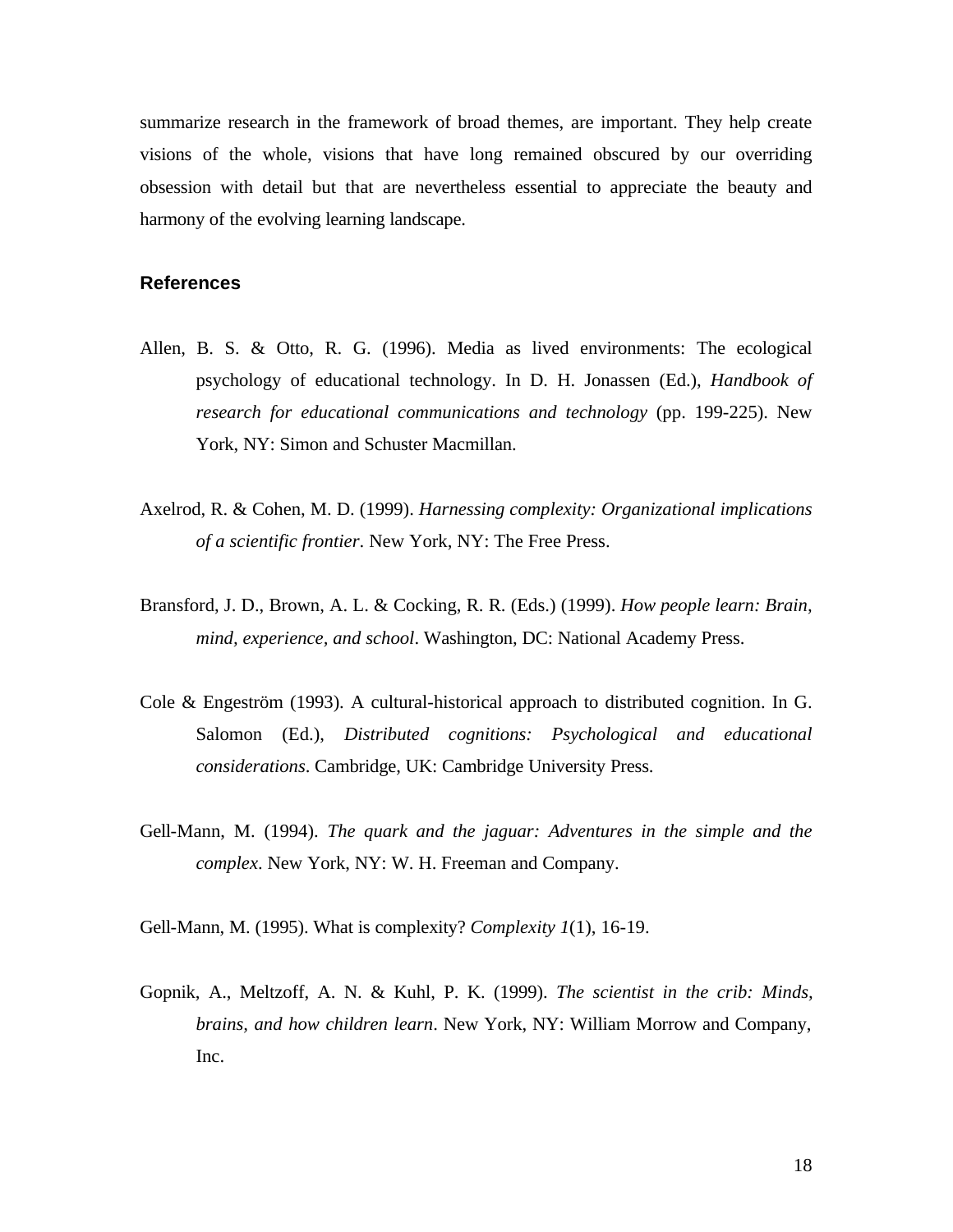summarize research in the framework of broad themes, are important. They help create visions of the whole, visions that have long remained obscured by our overriding obsession with detail but that are nevertheless essential to appreciate the beauty and harmony of the evolving learning landscape.

## References

Allen, B. S. & Otto, R. G. (1996). Media as lived environments: The ecological psychology of educational technology. In D. H. Jonassen (Ed.), *Handbook of research for educational communications and technology* (pp. 199-225). New York, NY: Simon and Schuster Macmillan.

Axelrod, R. & Cohen, M. D. (1999). *Harnessing complexity: Organizational implications of a scientific frontier*. New York, NY: The Free Press.

Bransford, J. D., Brown, A. L. & Cocking, R. R. (Eds.) (1999). *How people learn: Brain, mind, experience, and school*. Washington, DC: National Academy Press.

Cole & Engeström (1993). A cultural-historical approach to distributed cognition. In G. Salomon (Ed.), *Distributed cognitions: Psychological and educational considerations*. Cambridge, UK: Cambridge University Press.

Gell-Mann, M. (1994). *The quark and the jaguar: Adventures in the simple and the complex*. New York, NY: W. H. Freeman and Company.

Gell-Mann, M. (1995). What is complexity? *Complexity 1*(1), 16-19.

Gopnik, A., Meltzoff, A. N. & Kuhl, P. K. (1999). *The scientist in the crib: Minds, brains, and how children learn*. New York, NY: William Morrow and Company, Inc.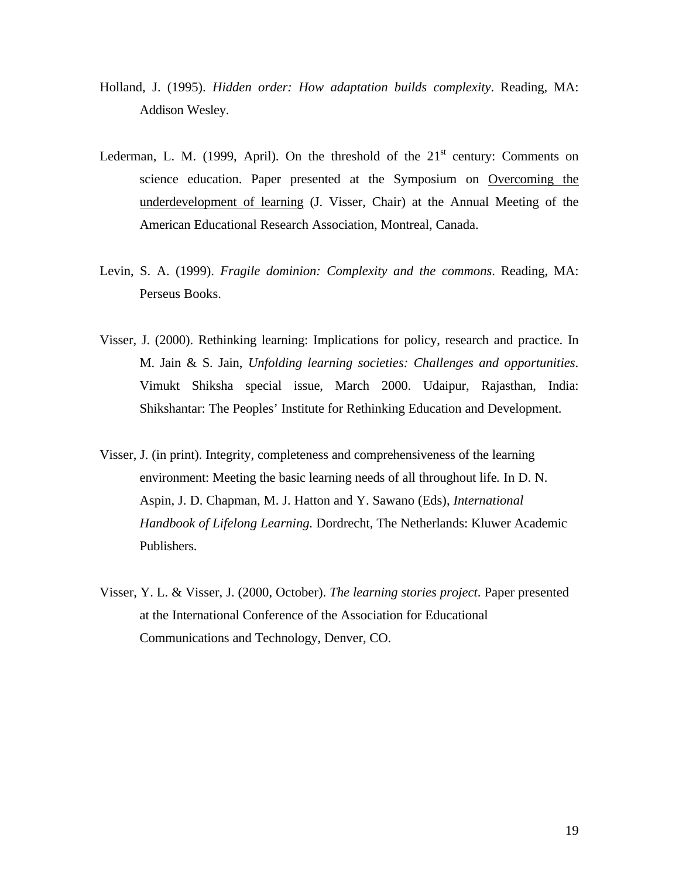Holland, J. (1995). *Hidden order: How adaptation builds complexity*. Reading, MA: Addison Wesley.

Lederman, L. M. (1999, April). On the threshold of the 21st century: Comments on science education. Paper presented at the Symposium on Overcoming the underdevelopment of learning (J. Visser, Chair) at the Annual Meeting of the American Educational Research Association, Montreal, Canada.

Levin, S. A. (1999). *Fragile dominion: Complexity and the commons*. Reading, MA: Perseus Books.

Visser, J. (2000). Rethinking learning: Implications for policy, research and practice. In M. Jain & S. Jain, *Unfolding learning societies: Challenges and opportunities*. Vimukt Shiksha special issue, March 2000. Udaipur, Rajasthan, India: Shikshantar: The Peoples' Institute for Rethinking Education and Development.

Visser, J. (in print). Integrity, completeness and comprehensiveness of the learning environment: Meeting the basic learning needs of all throughout life. In D. N. Aspin, J. D. Chapman, M. J. Hatton and Y. Sawano (Eds), *International Handbook of Lifelong Learning.* Dordrecht, The Netherlands: Kluwer Academic Publishers.

Visser, Y. L. & Visser, J. (2000, October). *The learning stories project*. Paper presented at the International Conference of the Association for Educational Communications and Technology, Denver, CO.